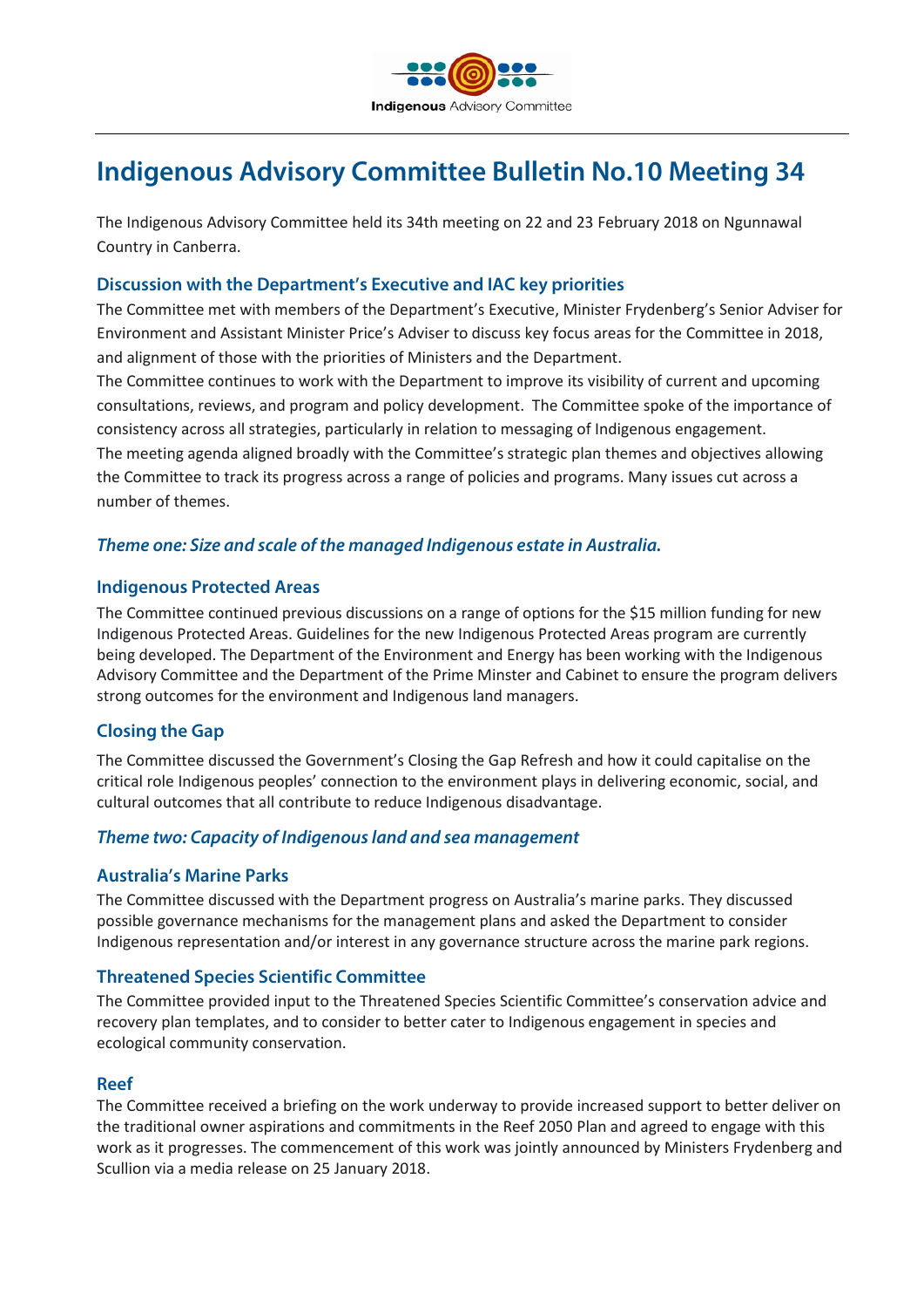# Indigenous Advisory Committee Bulletin No.10 Meeting 34

The Indigenous Advisory Committee held its 34th meeting on 22 and 23 February 2018 on Ngunnawal Country in Canberra.

## Discussion with the Department's Executive and IAC key priorities

The Committee met with members of the Department's Executive, Minister Frydenberg's Senior Adviser for Environment and Assistant Minister Price's Adviser to discuss key focus areas for the Committee in 2018, and alignment of those with the priorities of Ministers and the Department.

The Committee continues to work with the Department to improve its visibility of current and upcoming consultations, reviews, and program and policy development. The Committee spoke of the importance of consistency across all strategies, particularly in relation to messaging of Indigenous engagement.

The meeting agenda aligned broadly with the Committee's strategic plan themes and objectives allowing the Committee to track its progress across a range of policies and programs. Many issues cut across a number of themes.

## *Theme one: Size and scale of the managed Indigenous estate in Australia.*

## Indigenous Protected Areas

The Committee continued previous discussions on a range of options for the $15 million funding for new Indigenous Protected Areas. Guidelines for the new Indigenous Protected Areas program are currently being developed. The Department of the Environment and Energy has been working with the Indigenous Advisory Committee and the Department of the Prime Minster and Cabinet to ensure the program delivers strong outcomes for the environment and Indigenous land managers.

## Closing the Gap

The Committee discussed the Government's Closing the Gap Refresh and how it could capitalise on the critical role Indigenous peoples' connection to the environment plays in delivering economic, social, and cultural outcomes that all contribute to reduce Indigenous disadvantage.

## *Theme two: Capacity of Indigenous land and sea management*

## Australia's Marine Parks

The Committee discussed with the Department progress on Australia's marine parks. They discussed possible governance mechanisms for the management plans and asked the Department to consider Indigenous representation and/or interest in any governance structure across the marine park regions.

## Threatened Species Scientific Committee

The Committee provided input to the Threatened Species Scientific Committee's conservation advice and recovery plan templates, and to consider to better cater to Indigenous engagement in species and ecological community conservation.

## Reef

The Committee received a briefing on the work underway to provide increased support to better deliver on the traditional owner aspirations and commitments in the Reef 2050 Plan and agreed to engage with this work as it progresses. The commencement of this work was jointly announced by Ministers Frydenberg and Scullion via a media release on 25 January 2018.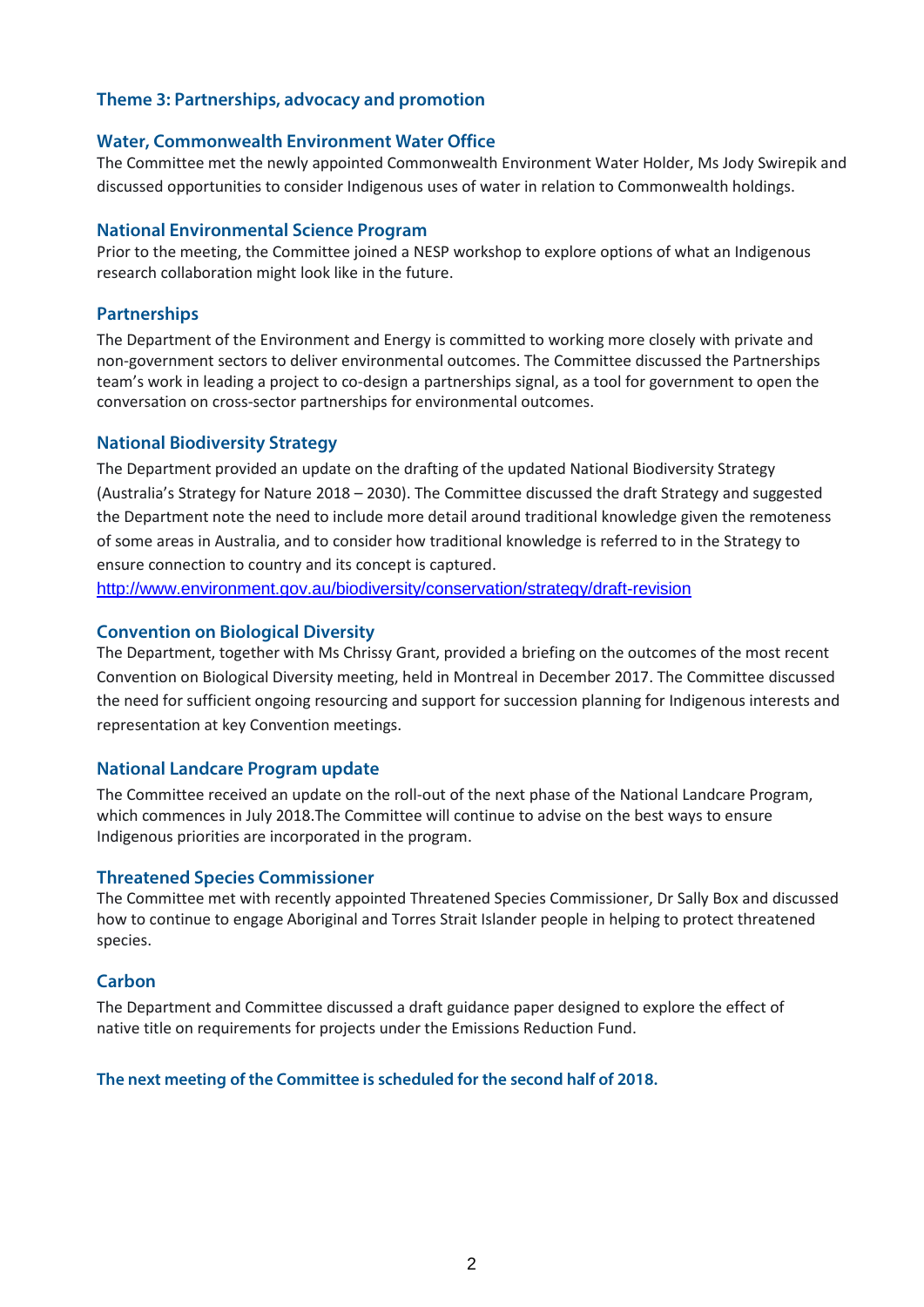## Theme 3: Partnerships, advocacy and promotion

### Water, Commonwealth Environment Water Office

The Committee met the newly appointed Commonwealth Environment Water Holder, Ms Jody Swirepik and discussed opportunities to consider Indigenous uses of water in relation to Commonwealth holdings.

### National Environmental Science Program

Prior to the meeting, the Committee joined a NESP workshop to explore options of what an Indigenous research collaboration might look like in the future.

### Partnerships

The Department of the Environment and Energy is committed to working more closely with private and non-government sectors to deliver environmental outcomes. The Committee discussed the Partnerships team's work in leading a project to co-design a partnerships signal, as a tool for government to open the conversation on cross-sector partnerships for environmental outcomes.

### National Biodiversity Strategy

The Department provided an update on the drafting of the updated National Biodiversity Strategy (Australia's Strategy for Nature 2018 – 2030). The Committee discussed the draft Strategy and suggested the Department note the need to include more detail around traditional knowledge given the remoteness of some areas in Australia, and to consider how traditional knowledge is referred to in the Strategy to ensure connection to country and its concept is captured.

http://www.environment.gov.au/biodiversity/conservation/strategy/draft-revision

### Convention on Biological Diversity

The Department, together with Ms Chrissy Grant, provided a briefing on the outcomes of the most recent Convention on Biological Diversity meeting, held in Montreal in December 2017. The Committee discussed the need for sufficient ongoing resourcing and support for succession planning for Indigenous interests and representation at key Convention meetings.

### National Landcare Program update

The Committee received an update on the roll-out of the next phase of the National Landcare Program, which commences in July 2018.The Committee will continue to advise on the best ways to ensure Indigenous priorities are incorporated in the program.

### Threatened Species Commissioner

The Committee met with recently appointed Threatened Species Commissioner, Dr Sally Box and discussed how to continue to engage Aboriginal and Torres Strait Islander people in helping to protect threatened species.

### Carbon

The Department and Committee discussed a draft guidance paper designed to explore the effect of native title on requirements for projects under the Emissions Reduction Fund.

**The next meeting of the Committee is scheduled for the second half of 2018.**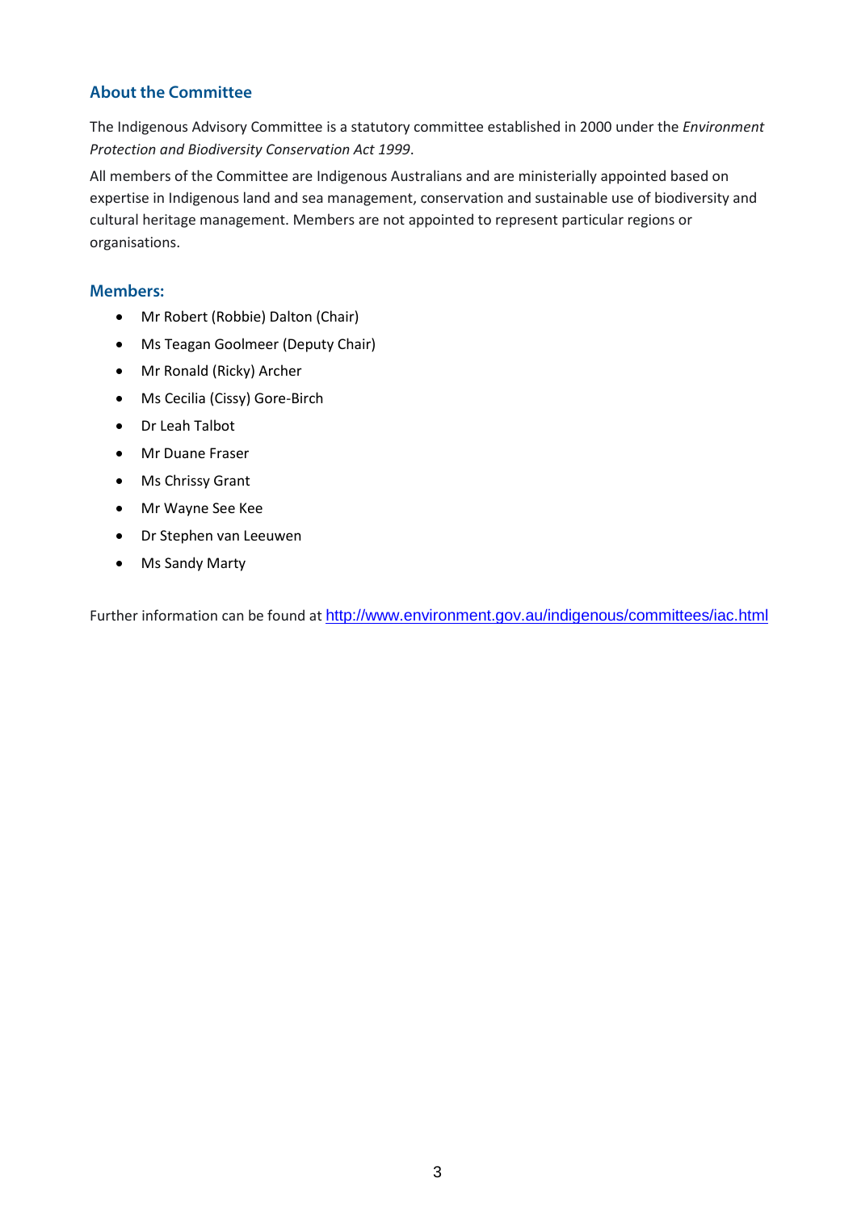## About the Committee

The Indigenous Advisory Committee is a statutory committee established in 2000 under the *Environment Protection and Biodiversity Conservation Act 1999*.

All members of the Committee are Indigenous Australians and are ministerially appointed based on expertise in Indigenous land and sea management, conservation and sustainable use of biodiversity and cultural heritage management. Members are not appointed to represent particular regions or organisations.

## Members:

- Mr Robert (Robbie) Dalton (Chair)
- Ms Teagan Goolmeer (Deputy Chair)
- Mr Ronald (Ricky) Archer
- Ms Cecilia (Cissy) Gore-Birch
- Dr Leah Talbot
- Mr Duane Fraser
- Ms Chrissy Grant
- Mr Wayne See Kee
- Dr Stephen van Leeuwen
- Ms Sandy Marty

Further information can be found at http://www.environment.gov.au/indigenous/committees/iac.html